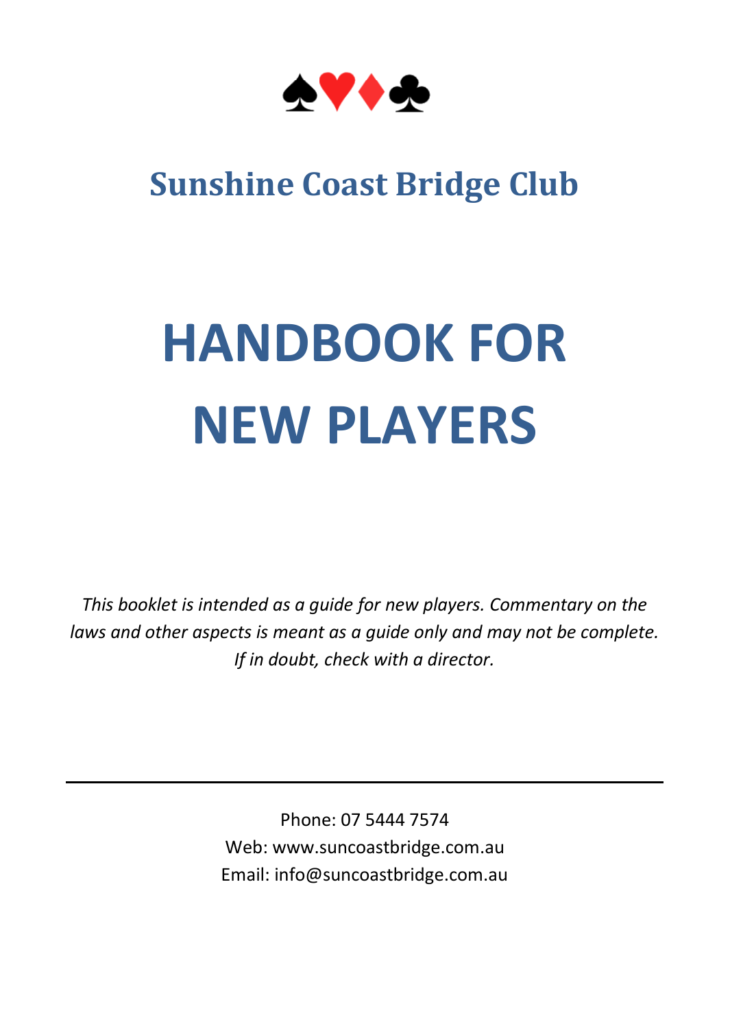♠♥♦♣

## Sunshine Coast Bridge Club

# HANDBOOK FOR NEW PLAYERS

*This booklet is intended as a guide for new players. Commentary on the laws and other aspects is meant as a guide only and may not be complete. If in doubt, check with a director.*

---

Phone: 07 5444 7574
Web: www.suncoastbridge.com.au
Email: info@suncoastbridge.com.au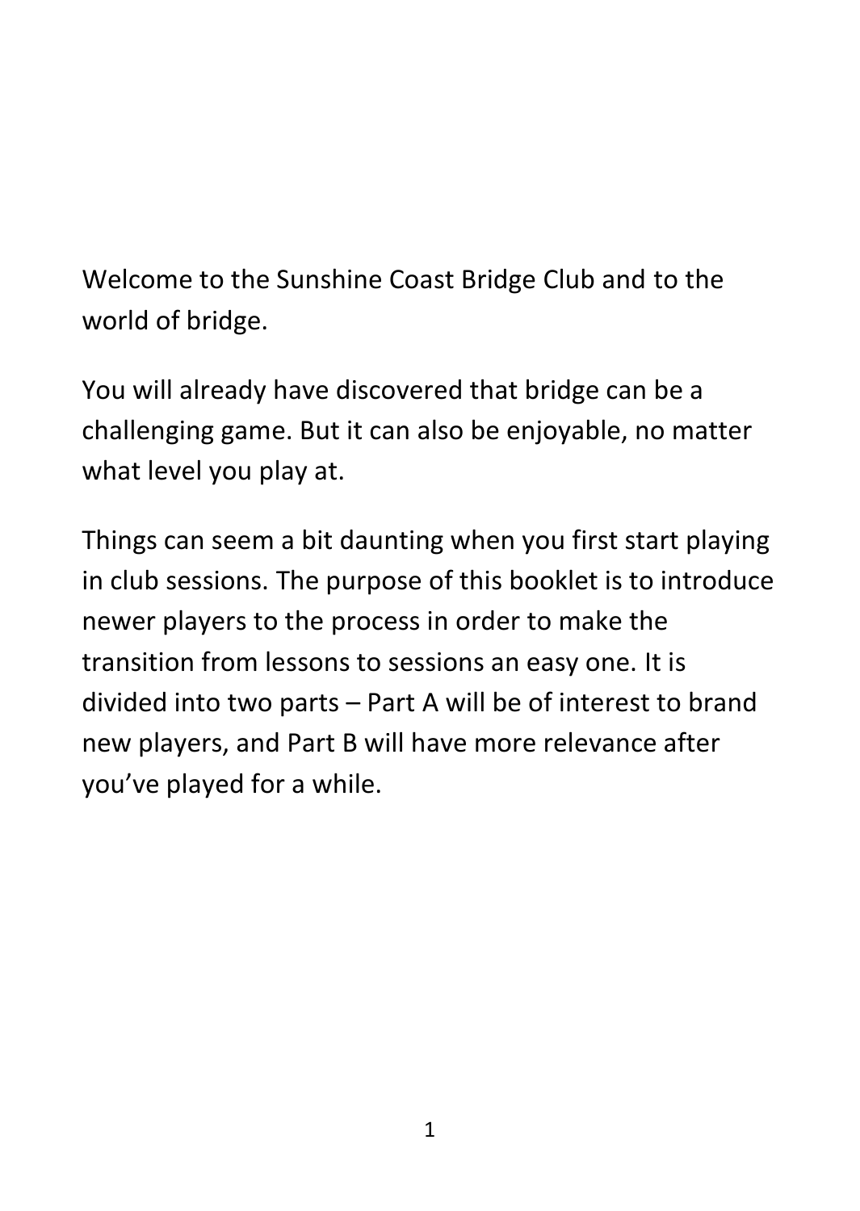Welcome to the Sunshine Coast Bridge Club and to the world of bridge.

You will already have discovered that bridge can be a challenging game. But it can also be enjoyable, no matter what level you play at.

Things can seem a bit daunting when you first start playing in club sessions. The purpose of this booklet is to introduce newer players to the process in order to make the transition from lessons to sessions an easy one. It is divided into two parts – Part A will be of interest to brand new players, and Part B will have more relevance after you've played for a while.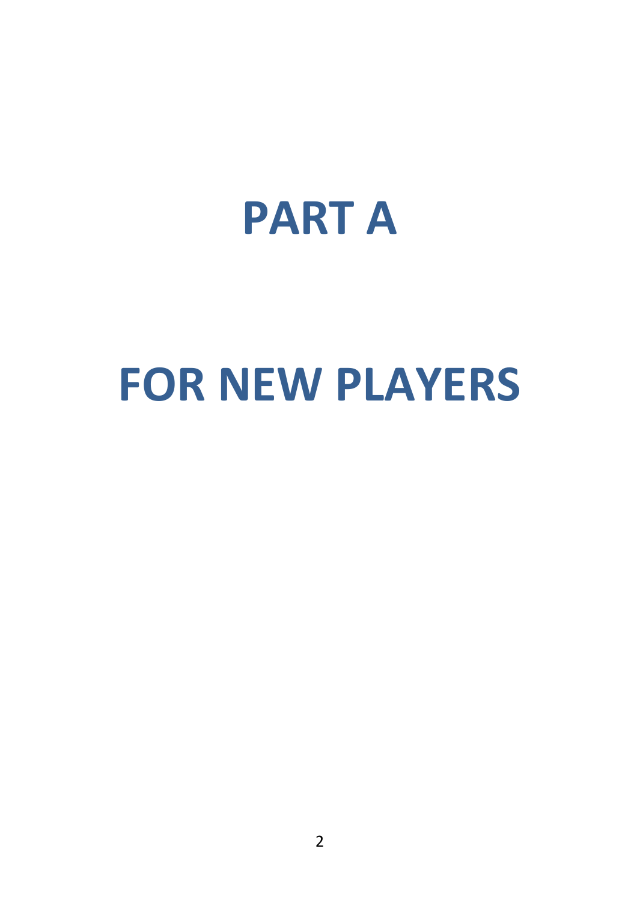# PART A

# FOR NEW PLAYERS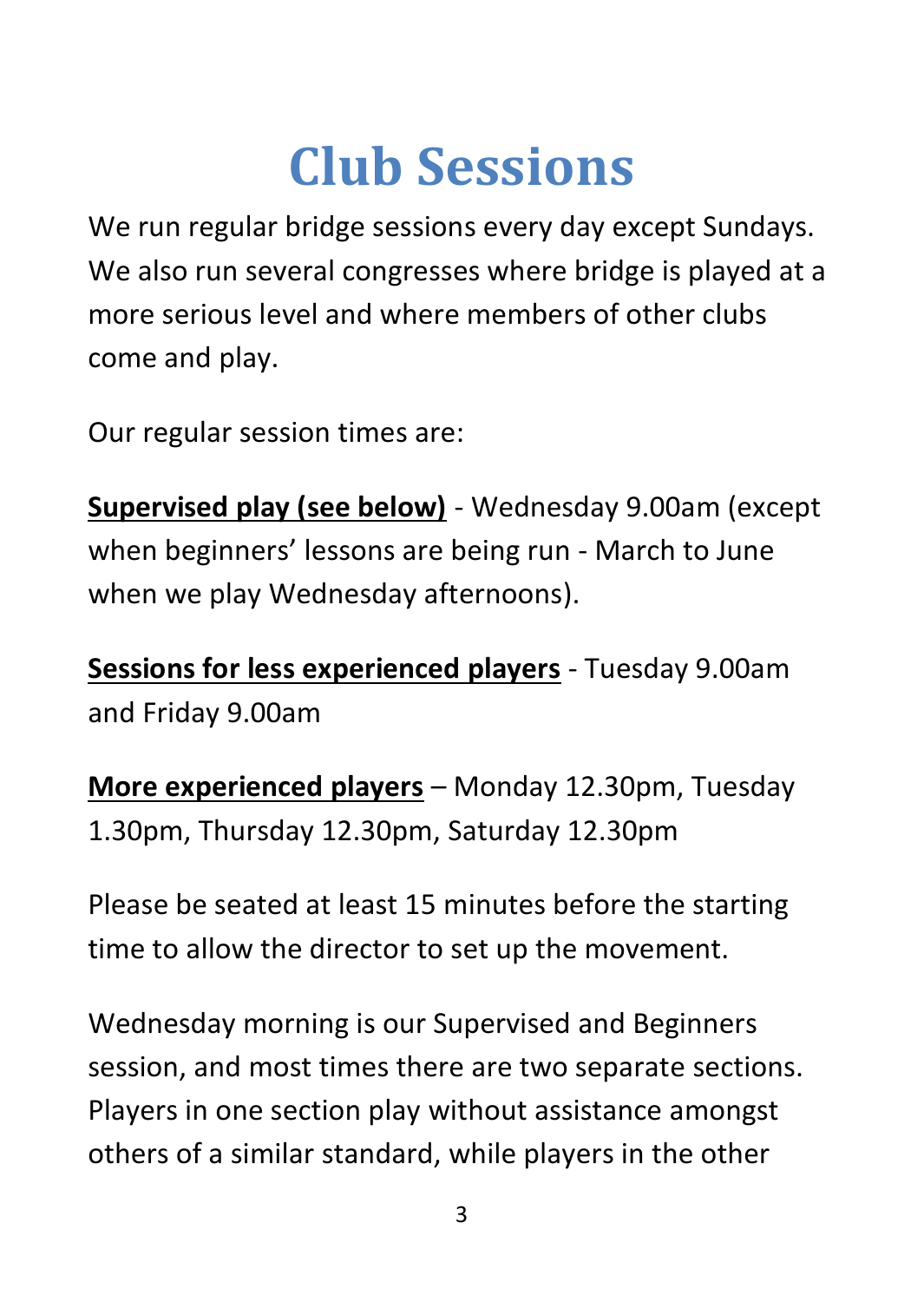# Club Sessions

We run regular bridge sessions every day except Sundays. We also run several congresses where bridge is played at a more serious level and where members of other clubs come and play.

Our regular session times are:

**Supervised play (see below)** - Wednesday 9.00am (except when beginners' lessons are being run - March to June when we play Wednesday afternoons).

**Sessions for less experienced players** - Tuesday 9.00am and Friday 9.00am

**More experienced players** – Monday 12.30pm, Tuesday 1.30pm, Thursday 12.30pm, Saturday 12.30pm

Please be seated at least 15 minutes before the starting time to allow the director to set up the movement.

Wednesday morning is our Supervised and Beginners session, and most times there are two separate sections. Players in one section play without assistance amongst others of a similar standard, while players in the other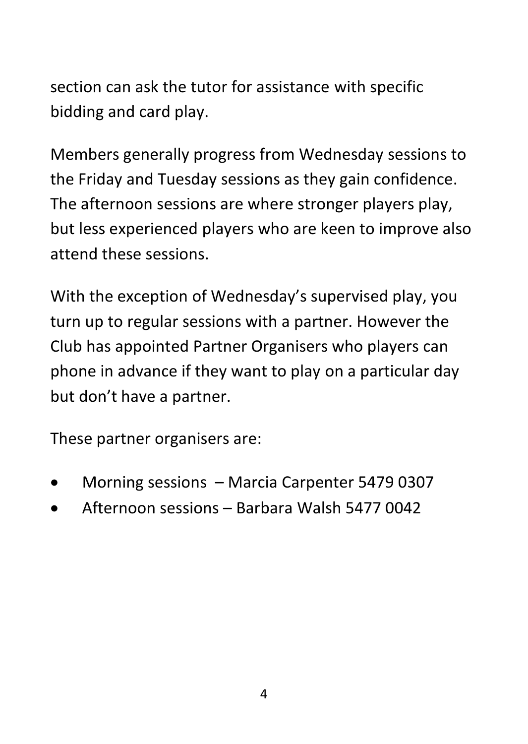section can ask the tutor for assistance with specific bidding and card play.

Members generally progress from Wednesday sessions to the Friday and Tuesday sessions as they gain confidence. The afternoon sessions are where stronger players play, but less experienced players who are keen to improve also attend these sessions.

With the exception of Wednesday's supervised play, you turn up to regular sessions with a partner. However the Club has appointed Partner Organisers who players can phone in advance if they want to play on a particular day but don't have a partner.

These partner organisers are:

- Morning sessions – Marcia Carpenter 5479 0307
- Afternoon sessions – Barbara Walsh 5477 0042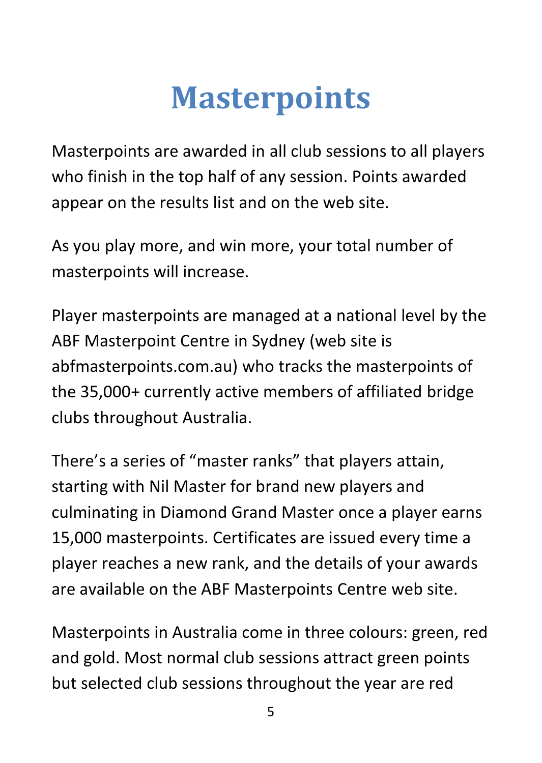# Masterpoints

Masterpoints are awarded in all club sessions to all players who finish in the top half of any session. Points awarded appear on the results list and on the web site.

As you play more, and win more, your total number of masterpoints will increase.

Player masterpoints are managed at a national level by the ABF Masterpoint Centre in Sydney (web site is abfmasterpoints.com.au) who tracks the masterpoints of the 35,000+ currently active members of affiliated bridge clubs throughout Australia.

There's a series of "master ranks" that players attain, starting with Nil Master for brand new players and culminating in Diamond Grand Master once a player earns 15,000 masterpoints. Certificates are issued every time a player reaches a new rank, and the details of your awards are available on the ABF Masterpoints Centre web site.

Masterpoints in Australia come in three colours: green, red and gold. Most normal club sessions attract green points but selected club sessions throughout the year are red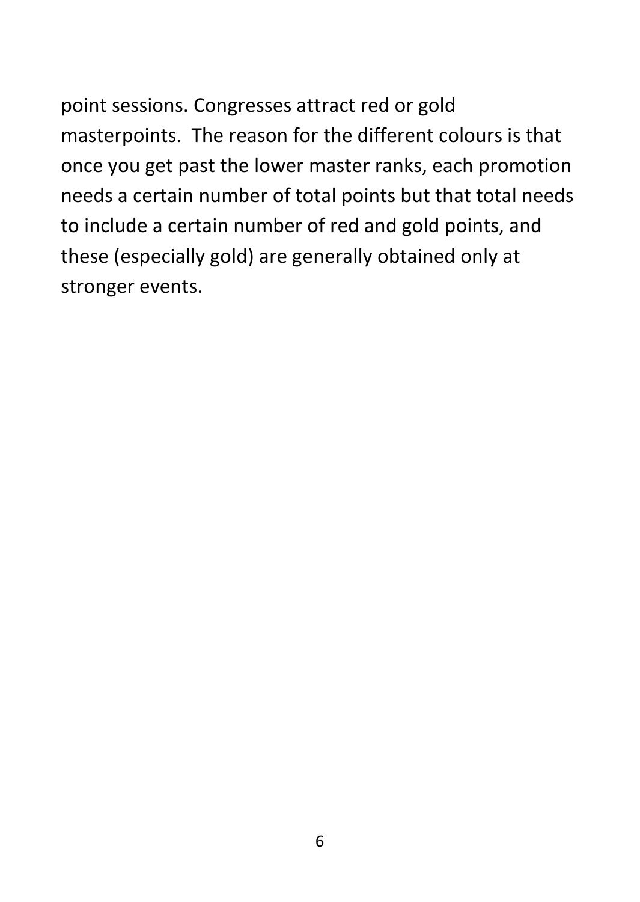point sessions. Congresses attract red or gold masterpoints. The reason for the different colours is that once you get past the lower master ranks, each promotion needs a certain number of total points but that total needs to include a certain number of red and gold points, and these (especially gold) are generally obtained only at stronger events.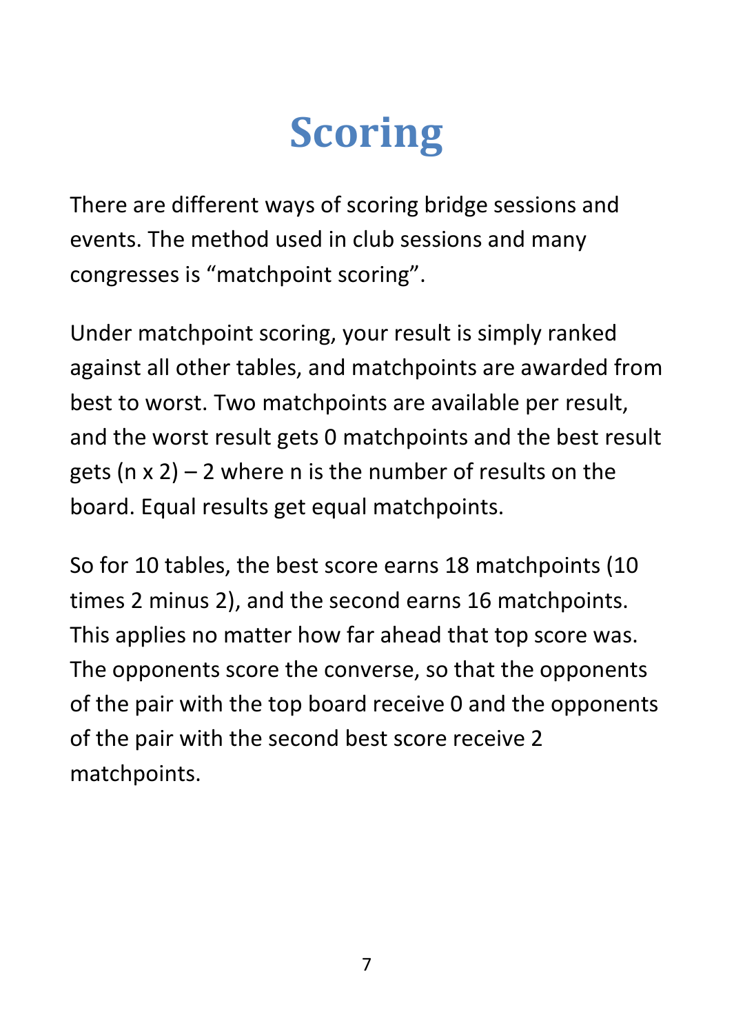# Scoring

There are different ways of scoring bridge sessions and events. The method used in club sessions and many congresses is "matchpoint scoring".

Under matchpoint scoring, your result is simply ranked against all other tables, and matchpoints are awarded from best to worst. Two matchpoints are available per result, and the worst result gets 0 matchpoints and the best result gets (n x 2) – 2 where n is the number of results on the board. Equal results get equal matchpoints.

So for 10 tables, the best score earns 18 matchpoints (10 times 2 minus 2), and the second earns 16 matchpoints. This applies no matter how far ahead that top score was. The opponents score the converse, so that the opponents of the pair with the top board receive 0 and the opponents of the pair with the second best score receive 2 matchpoints.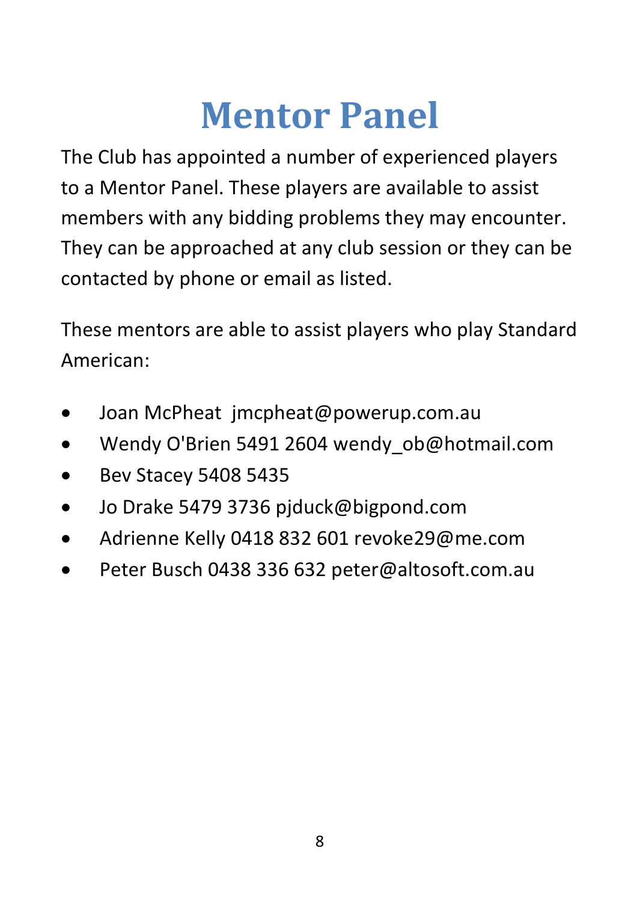# Mentor Panel

The Club has appointed a number of experienced players to a Mentor Panel. These players are available to assist members with any bidding problems they may encounter. They can be approached at any club session or they can be contacted by phone or email as listed.

These mentors are able to assist players who play Standard American:

- Joan McPheat jmcpheat@powerup.com.au
- Wendy O'Brien 5491 2604 wendy_ob@hotmail.com
- Bev Stacey 5408 5435
- Jo Drake 5479 3736 pjduck@bigpond.com
- Adrienne Kelly 0418 832 601 revoke29@me.com
- Peter Busch 0438 336 632 peter@altosoft.com.au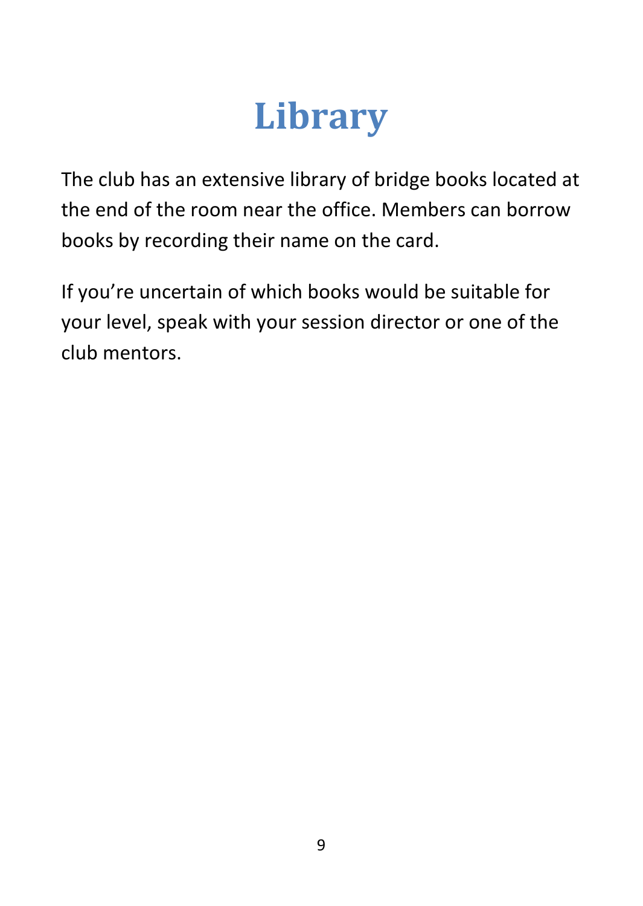# Library

The club has an extensive library of bridge books located at the end of the room near the office. Members can borrow books by recording their name on the card.

If you're uncertain of which books would be suitable for your level, speak with your session director or one of the club mentors.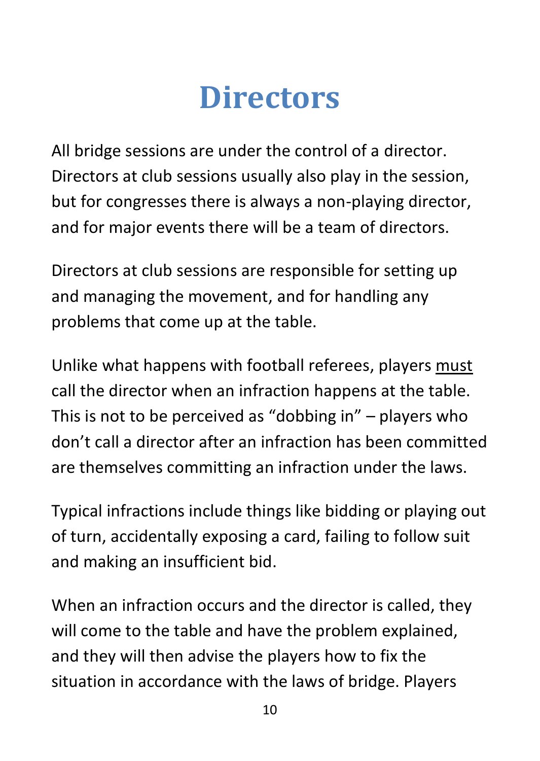# Directors

All bridge sessions are under the control of a director. Directors at club sessions usually also play in the session, but for congresses there is always a non-playing director, and for major events there will be a team of directors.

Directors at club sessions are responsible for setting up and managing the movement, and for handling any problems that come up at the table.

Unlike what happens with football referees, players <u>must</u> call the director when an infraction happens at the table. This is not to be perceived as “dobbing in” – players who don’t call a director after an infraction has been committed are themselves committing an infraction under the laws.

Typical infractions include things like bidding or playing out of turn, accidentally exposing a card, failing to follow suit and making an insufficient bid.

When an infraction occurs and the director is called, they will come to the table and have the problem explained, and they will then advise the players how to fix the situation in accordance with the laws of bridge. Players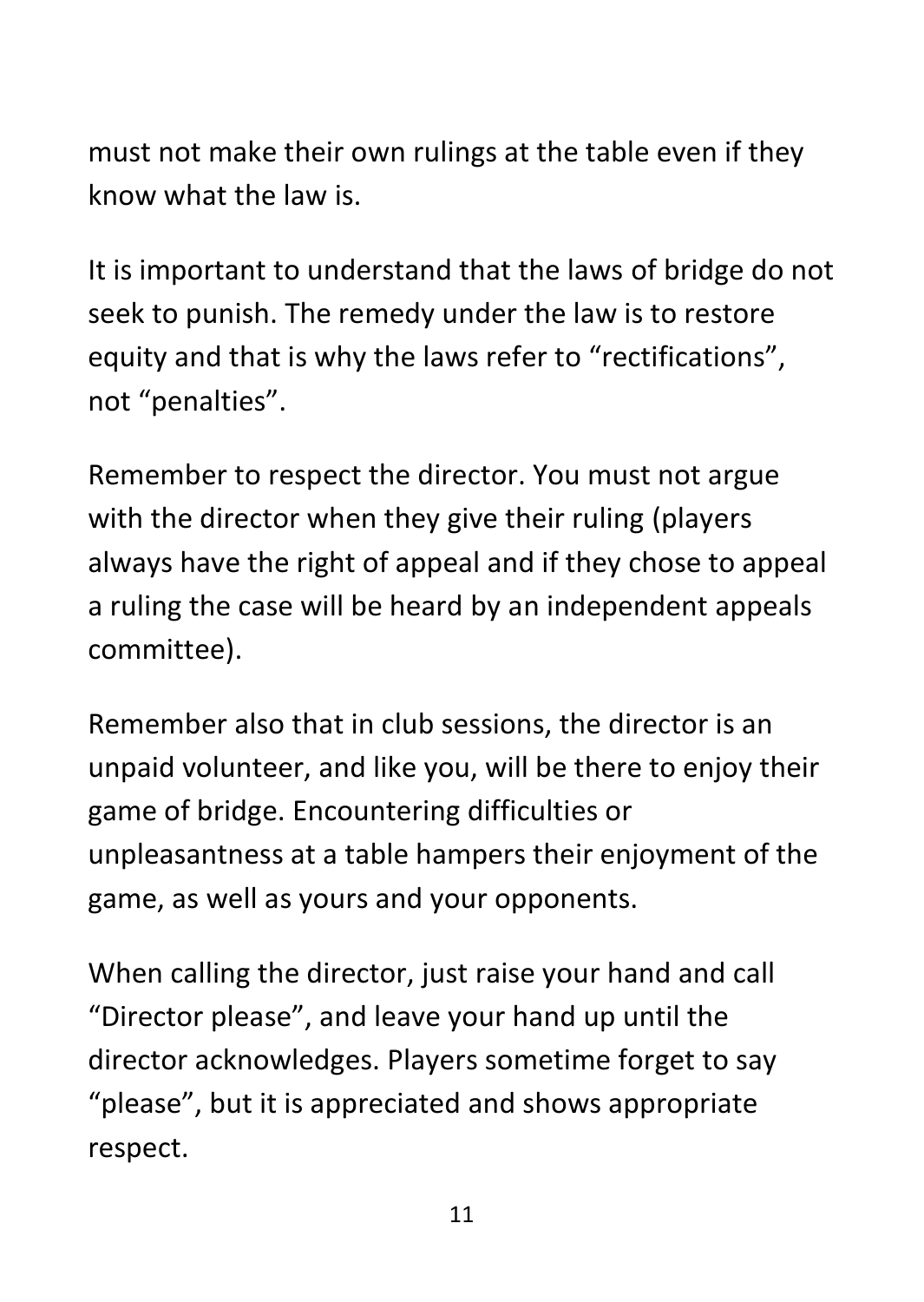must not make their own rulings at the table even if they know what the law is.

It is important to understand that the laws of bridge do not seek to punish. The remedy under the law is to restore equity and that is why the laws refer to "rectifications", not "penalties".

Remember to respect the director. You must not argue with the director when they give their ruling (players always have the right of appeal and if they chose to appeal a ruling the case will be heard by an independent appeals committee).

Remember also that in club sessions, the director is an unpaid volunteer, and like you, will be there to enjoy their game of bridge. Encountering difficulties or unpleasantness at a table hampers their enjoyment of the game, as well as yours and your opponents.

When calling the director, just raise your hand and call "Director please", and leave your hand up until the director acknowledges. Players sometime forget to say "please", but it is appreciated and shows appropriate respect.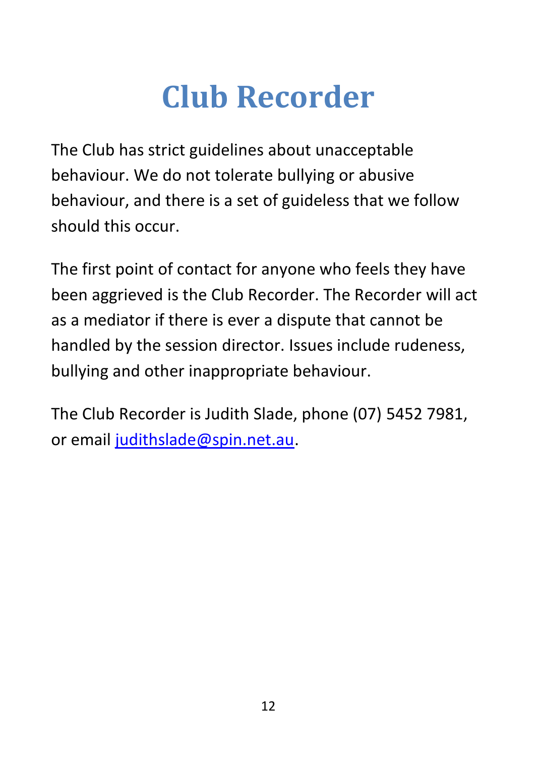# Club Recorder

The Club has strict guidelines about unacceptable behaviour. We do not tolerate bullying or abusive behaviour, and there is a set of guideless that we follow should this occur.

The first point of contact for anyone who feels they have been aggrieved is the Club Recorder. The Recorder will act as a mediator if there is ever a dispute that cannot be handled by the session director. Issues include rudeness, bullying and other inappropriate behaviour.

The Club Recorder is Judith Slade, phone (07) 5452 7981, or email judithslade@spin.net.au.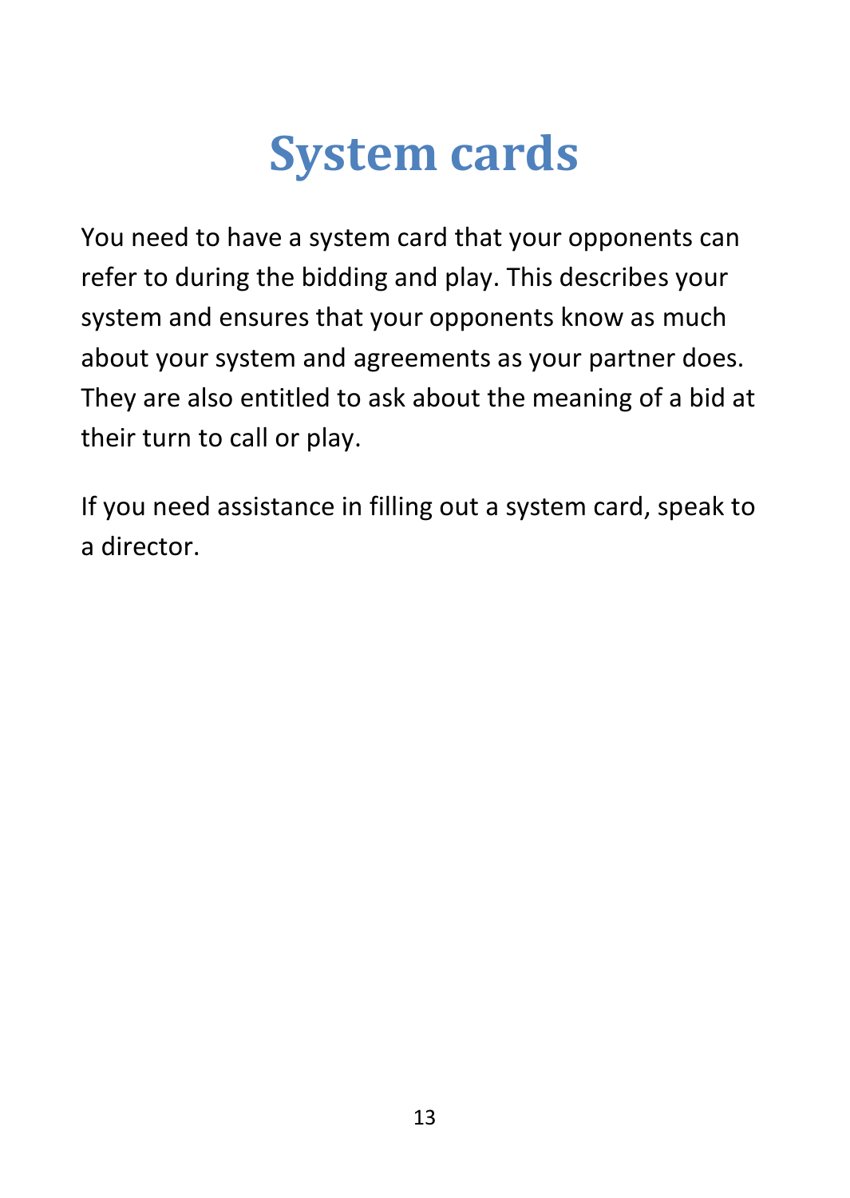# System cards

You need to have a system card that your opponents can refer to during the bidding and play. This describes your system and ensures that your opponents know as much about your system and agreements as your partner does. They are also entitled to ask about the meaning of a bid at their turn to call or play.

If you need assistance in filling out a system card, speak to a director.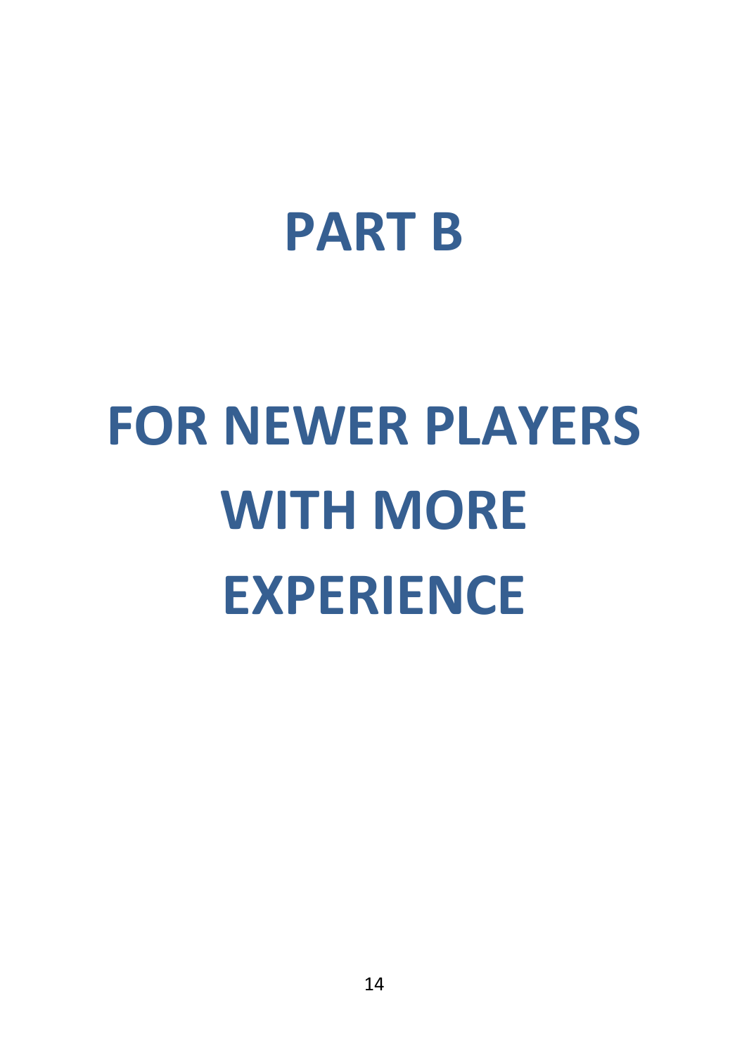# PART B

# FOR NEWER PLAYERS WITH MORE EXPERIENCE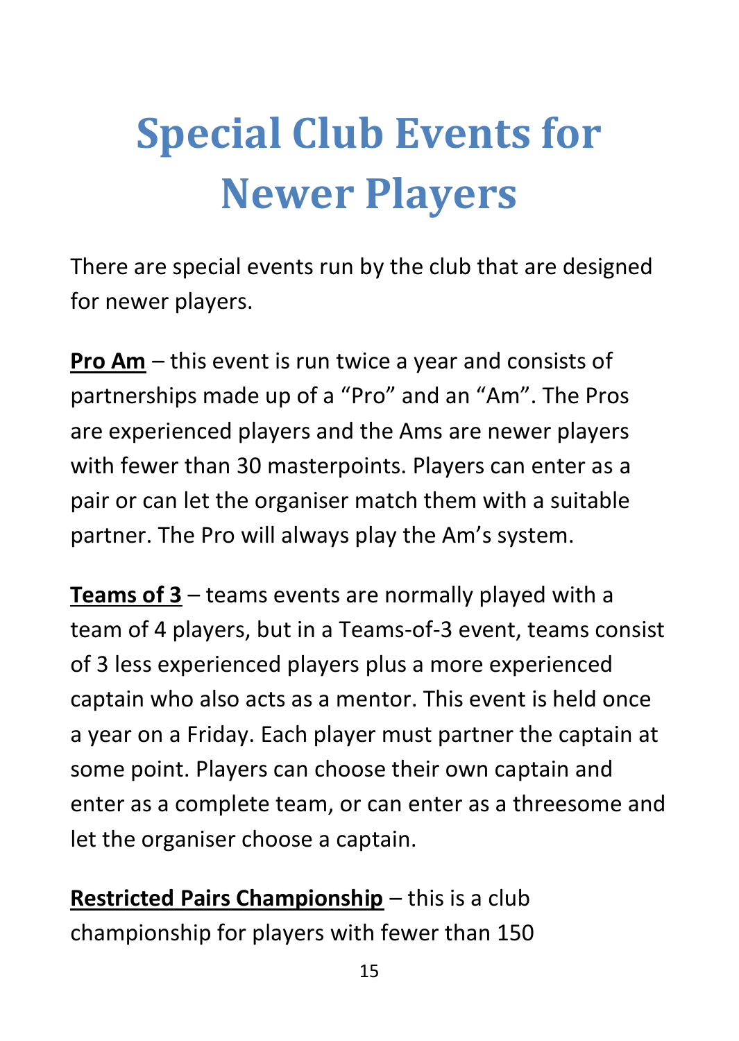# Special Club Events for Newer Players

There are special events run by the club that are designed for newer players.

**Pro Am** – this event is run twice a year and consists of partnerships made up of a "Pro" and an "Am". The Pros are experienced players and the Ams are newer players with fewer than 30 masterpoints. Players can enter as a pair or can let the organiser match them with a suitable partner. The Pro will always play the Am's system.

**Teams of 3** – teams events are normally played with a team of 4 players, but in a Teams-of-3 event, teams consist of 3 less experienced players plus a more experienced captain who also acts as a mentor. This event is held once a year on a Friday. Each player must partner the captain at some point. Players can choose their own captain and enter as a complete team, or can enter as a threesome and let the organiser choose a captain.

**Restricted Pairs Championship** – this is a club championship for players with fewer than 150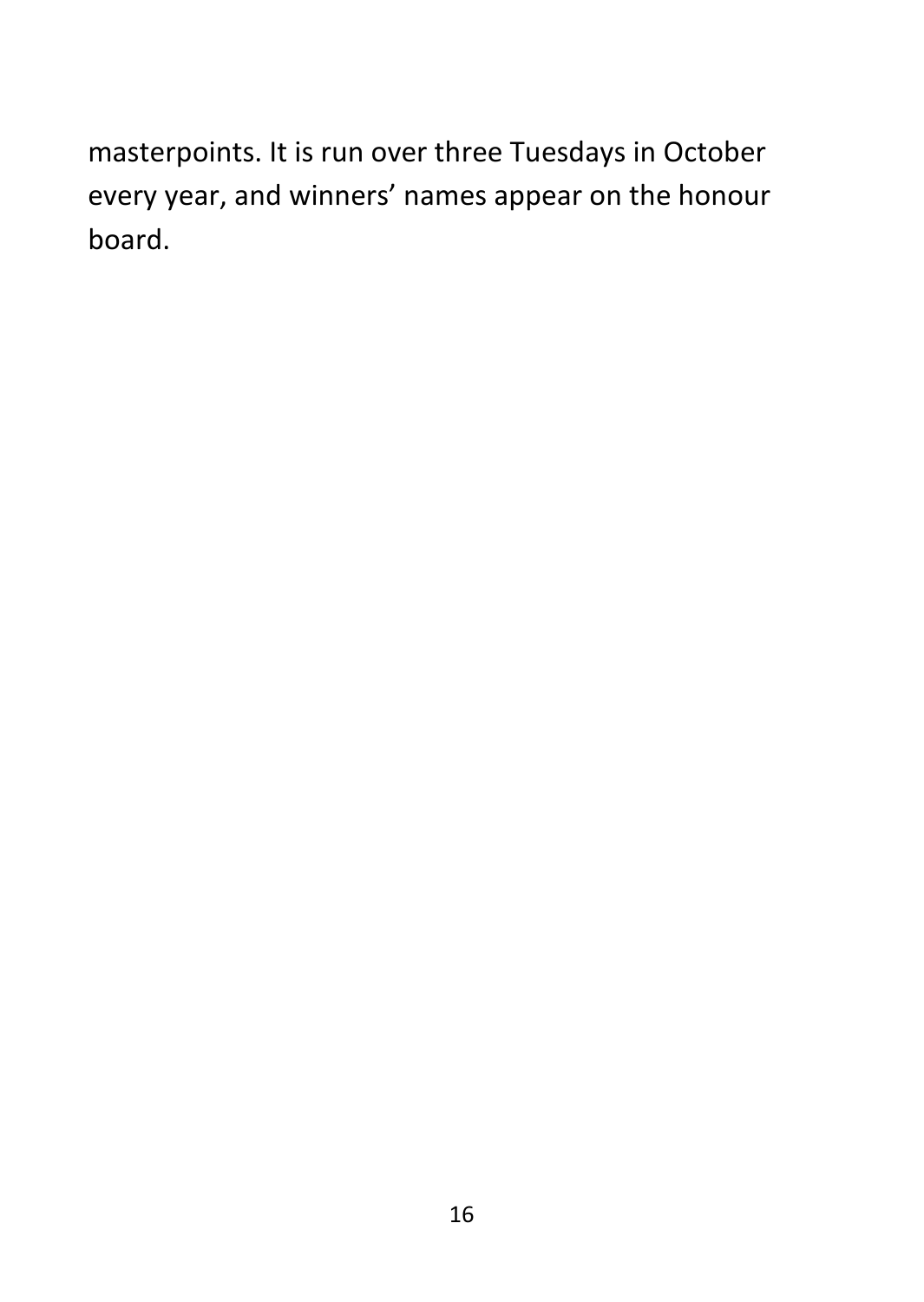masterpoints. It is run over three Tuesdays in October every year, and winners’ names appear on the honour board.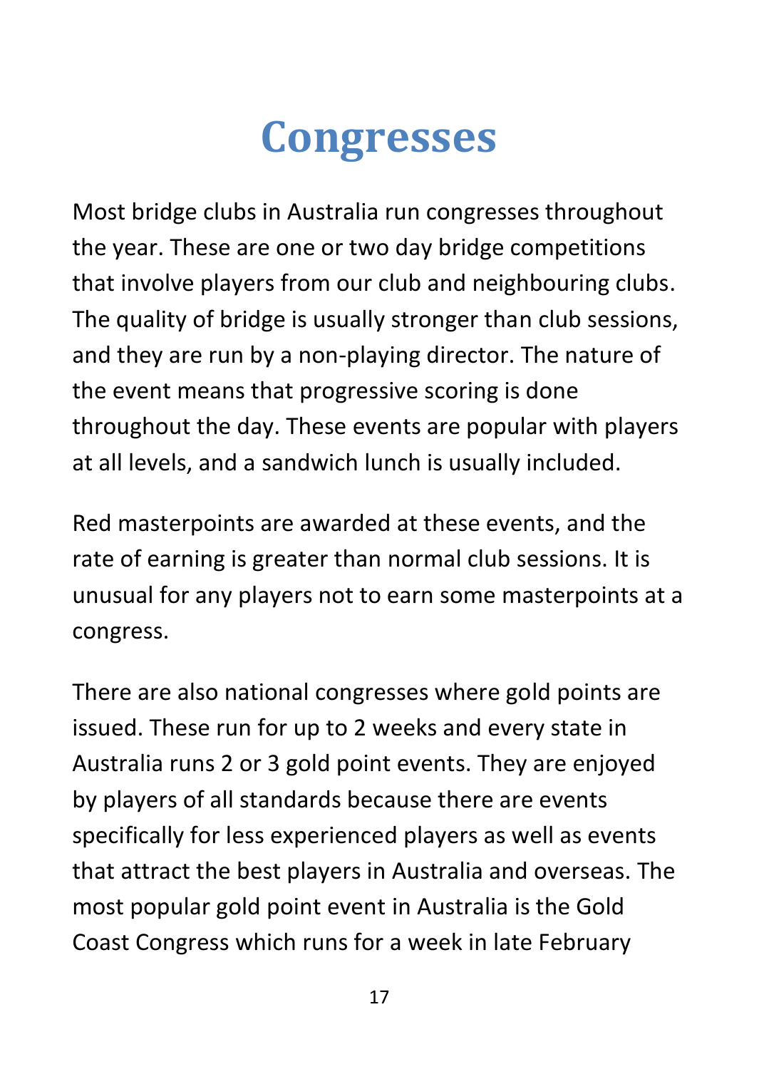# Congresses

Most bridge clubs in Australia run congresses throughout the year. These are one or two day bridge competitions that involve players from our club and neighbouring clubs. The quality of bridge is usually stronger than club sessions, and they are run by a non-playing director. The nature of the event means that progressive scoring is done throughout the day. These events are popular with players at all levels, and a sandwich lunch is usually included.

Red masterpoints are awarded at these events, and the rate of earning is greater than normal club sessions. It is unusual for any players not to earn some masterpoints at a congress.

There are also national congresses where gold points are issued. These run for up to 2 weeks and every state in Australia runs 2 or 3 gold point events. They are enjoyed by players of all standards because there are events specifically for less experienced players as well as events that attract the best players in Australia and overseas. The most popular gold point event in Australia is the Gold Coast Congress which runs for a week in late February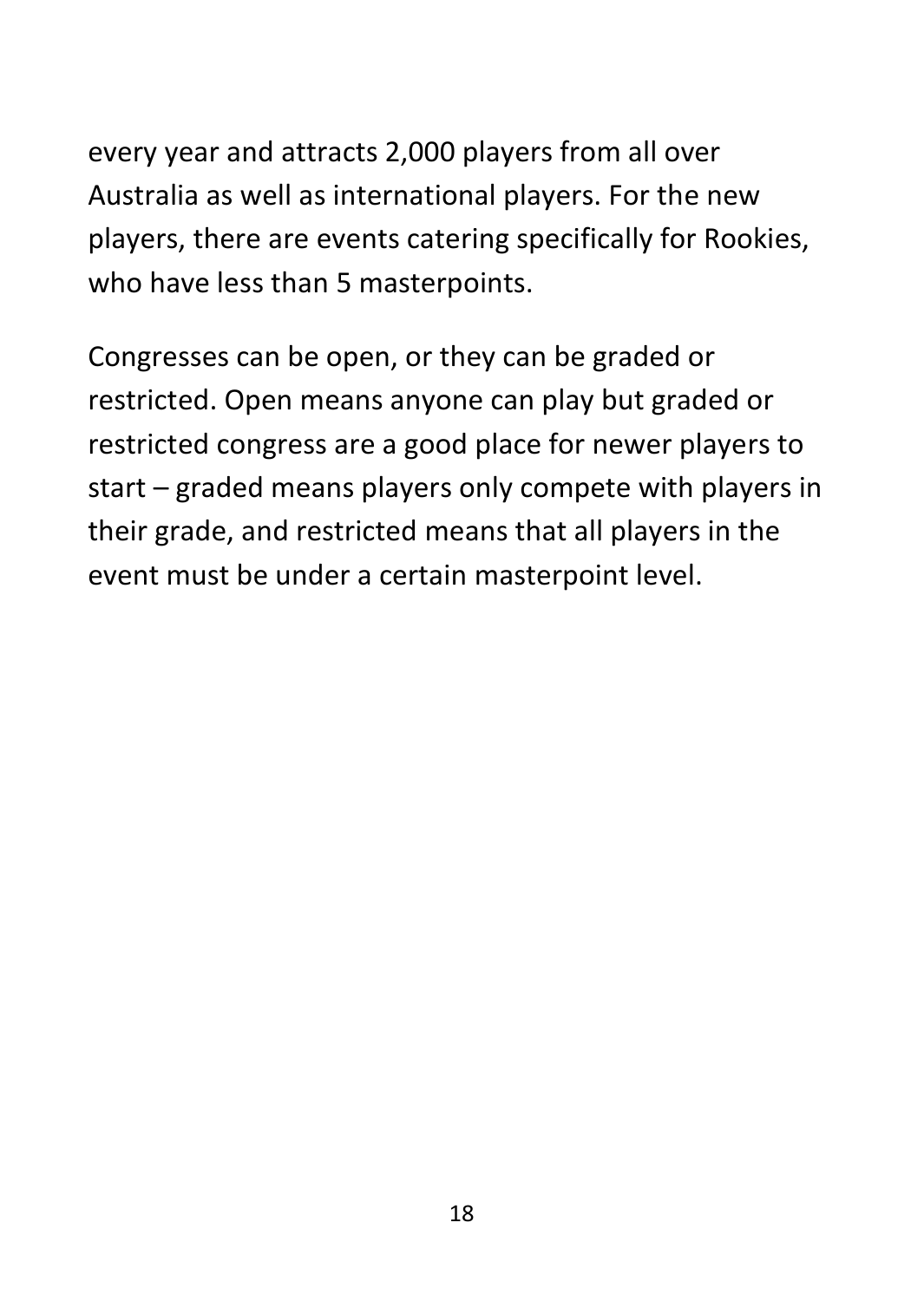every year and attracts 2,000 players from all over Australia as well as international players. For the new players, there are events catering specifically for Rookies, who have less than 5 masterpoints.

Congresses can be open, or they can be graded or restricted. Open means anyone can play but graded or restricted congress are a good place for newer players to start – graded means players only compete with players in their grade, and restricted means that all players in the event must be under a certain masterpoint level.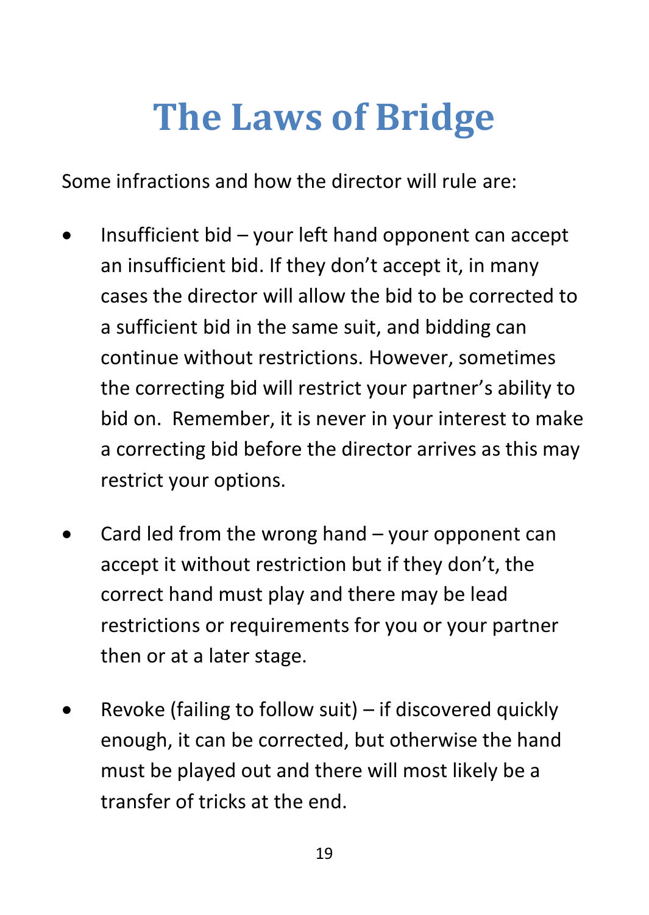# The Laws of Bridge

Some infractions and how the director will rule are:

- Insufficient bid – your left hand opponent can accept an insufficient bid. If they don't accept it, in many cases the director will allow the bid to be corrected to a sufficient bid in the same suit, and bidding can continue without restrictions. However, sometimes the correcting bid will restrict your partner's ability to bid on. Remember, it is never in your interest to make a correcting bid before the director arrives as this may restrict your options.

- Card led from the wrong hand – your opponent can accept it without restriction but if they don't, the correct hand must play and there may be lead restrictions or requirements for you or your partner then or at a later stage.

- Revoke (failing to follow suit) – if discovered quickly enough, it can be corrected, but otherwise the hand must be played out and there will most likely be a transfer of tricks at the end.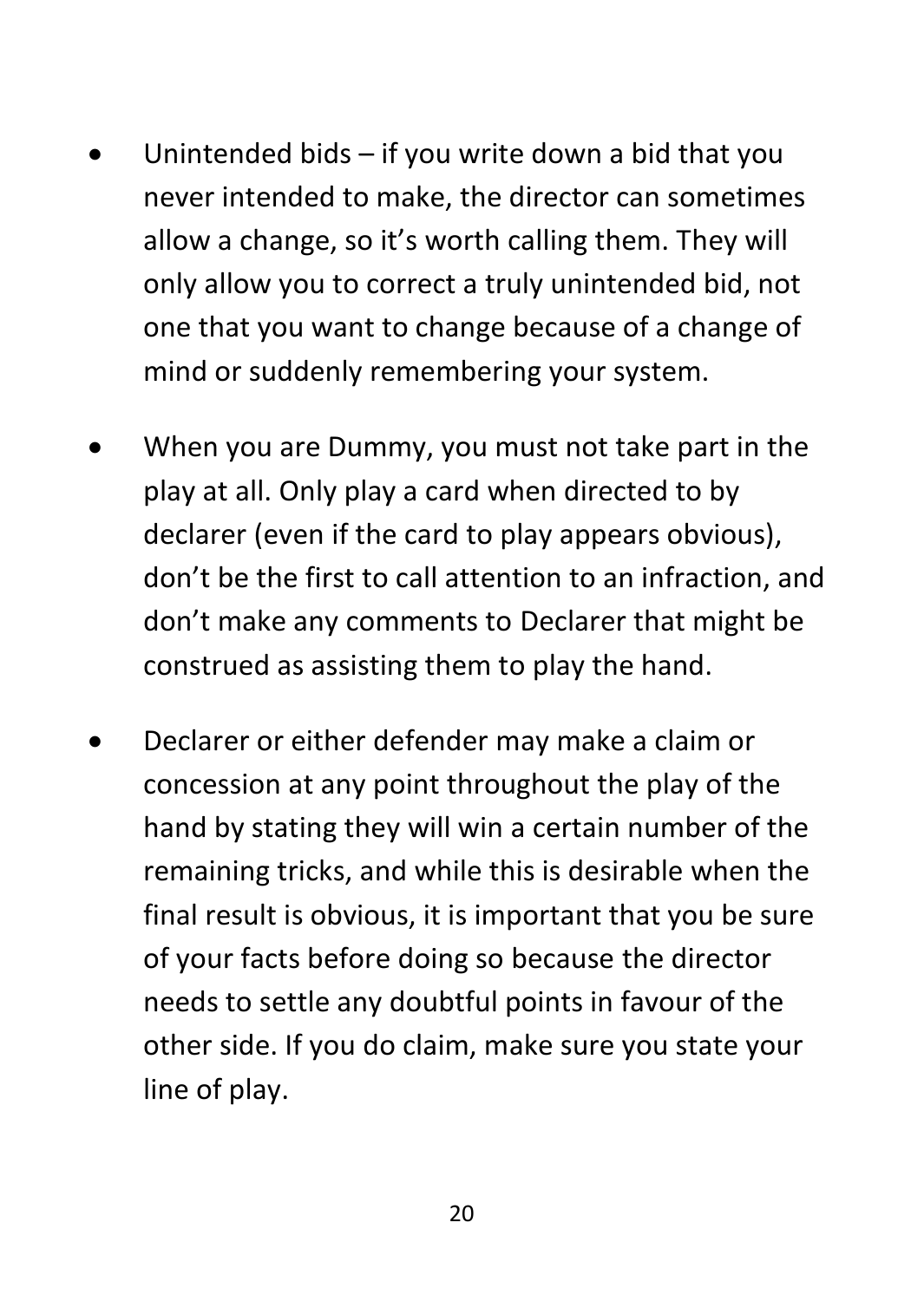- Unintended bids – if you write down a bid that you never intended to make, the director can sometimes allow a change, so it's worth calling them. They will only allow you to correct a truly unintended bid, not one that you want to change because of a change of mind or suddenly remembering your system.

- When you are Dummy, you must not take part in the play at all. Only play a card when directed to by declarer (even if the card to play appears obvious), don't be the first to call attention to an infraction, and don't make any comments to Declarer that might be construed as assisting them to play the hand.

- Declarer or either defender may make a claim or concession at any point throughout the play of the hand by stating they will win a certain number of the remaining tricks, and while this is desirable when the final result is obvious, it is important that you be sure of your facts before doing so because the director needs to settle any doubtful points in favour of the other side. If you do claim, make sure you state your line of play.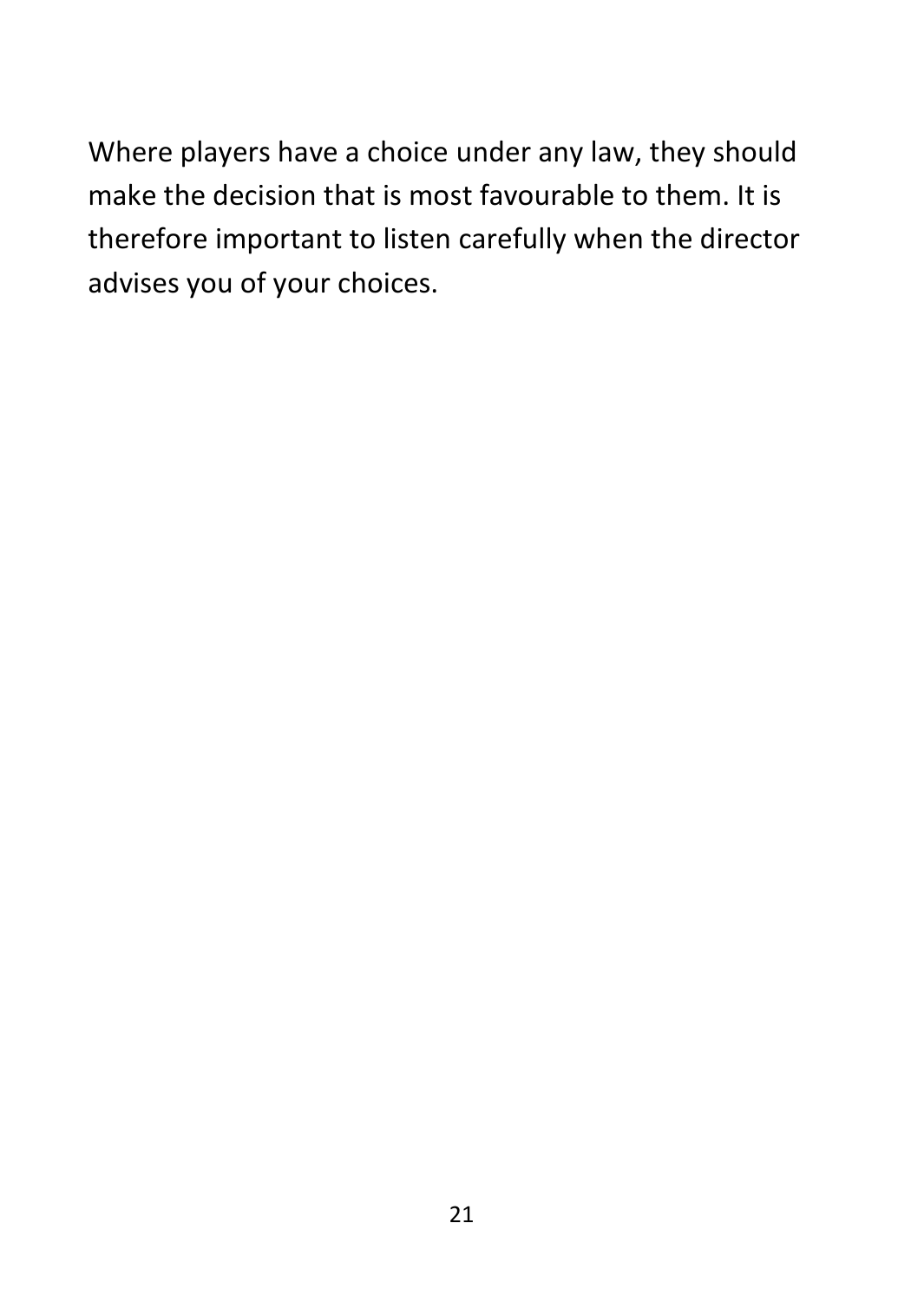Where players have a choice under any law, they should make the decision that is most favourable to them. It is therefore important to listen carefully when the director advises you of your choices.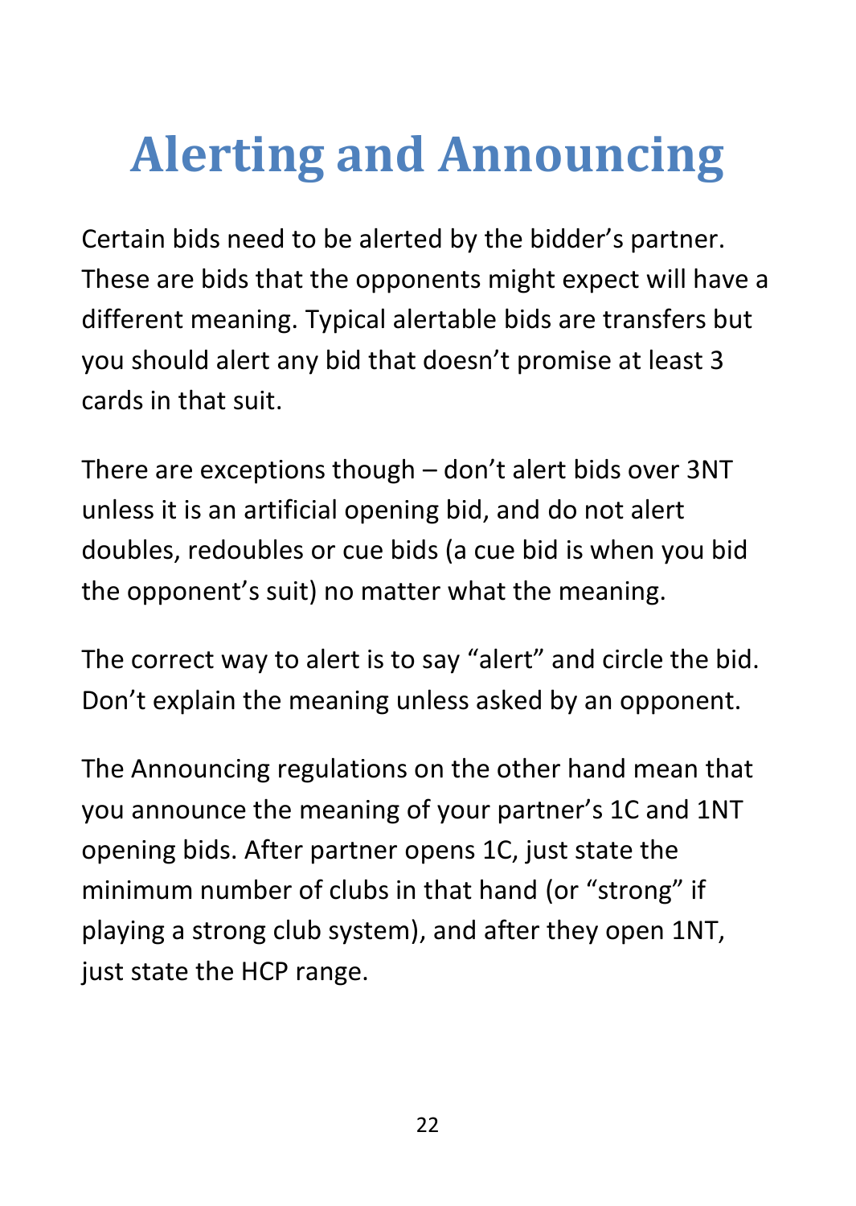# Alerting and Announcing

Certain bids need to be alerted by the bidder's partner. These are bids that the opponents might expect will have a different meaning. Typical alertable bids are transfers but you should alert any bid that doesn't promise at least 3 cards in that suit.

There are exceptions though – don't alert bids over 3NT unless it is an artificial opening bid, and do not alert doubles, redoubles or cue bids (a cue bid is when you bid the opponent's suit) no matter what the meaning.

The correct way to alert is to say "alert" and circle the bid. Don't explain the meaning unless asked by an opponent.

The Announcing regulations on the other hand mean that you announce the meaning of your partner's 1C and 1NT opening bids. After partner opens 1C, just state the minimum number of clubs in that hand (or "strong" if playing a strong club system), and after they open 1NT, just state the HCP range.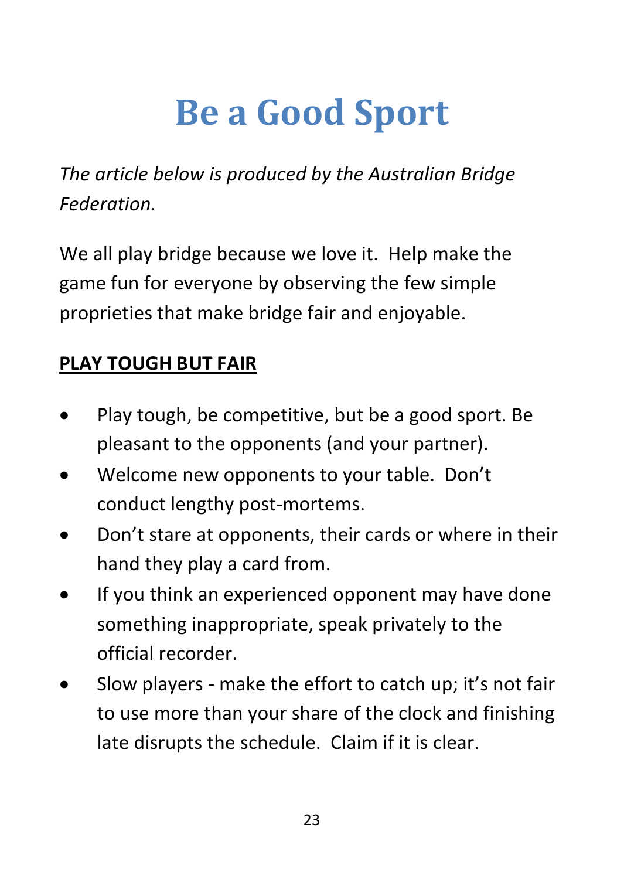# Be a Good Sport

*The article below is produced by the Australian Bridge Federation.*

We all play bridge because we love it. Help make the game fun for everyone by observing the few simple proprieties that make bridge fair and enjoyable.

**PLAY TOUGH BUT FAIR**

- Play tough, be competitive, but be a good sport. Be pleasant to the opponents (and your partner).
- Welcome new opponents to your table. Don't conduct lengthy post-mortems.
- Don't stare at opponents, their cards or where in their hand they play a card from.
- If you think an experienced opponent may have done something inappropriate, speak privately to the official recorder.
- Slow players - make the effort to catch up; it's not fair to use more than your share of the clock and finishing late disrupts the schedule. Claim if it is clear.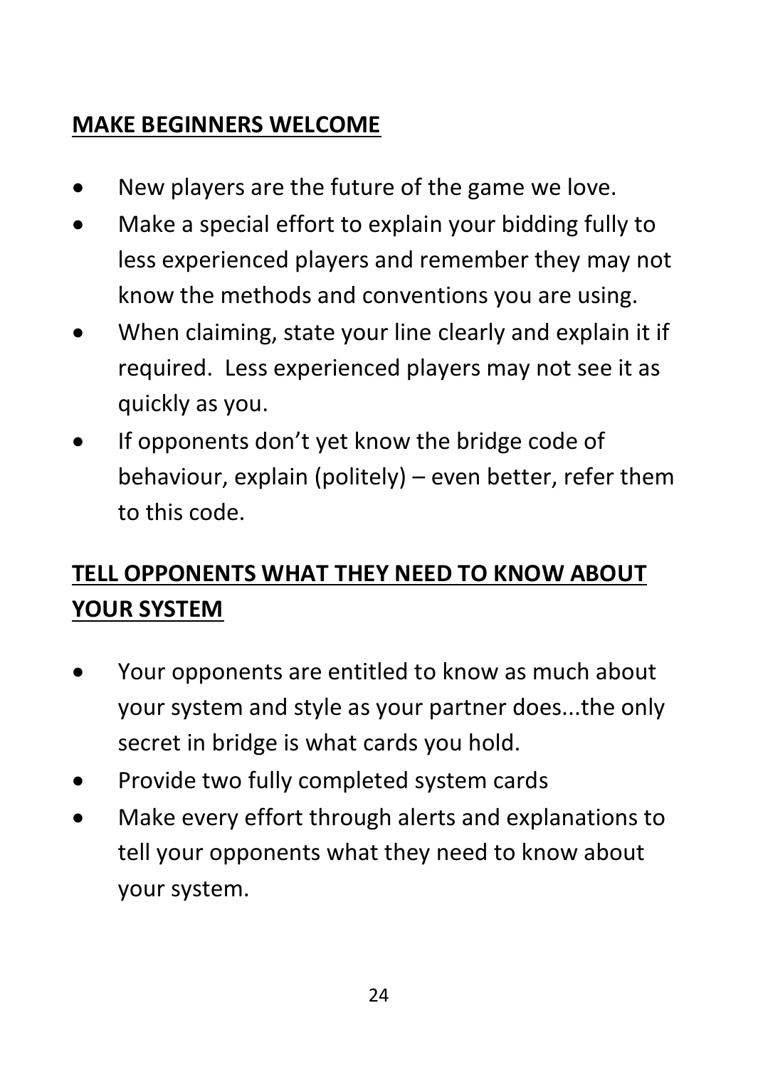## MAKE BEGINNERS WELCOME

- New players are the future of the game we love.
- Make a special effort to explain your bidding fully to less experienced players and remember they may not know the methods and conventions you are using.
- When claiming, state your line clearly and explain it if required. Less experienced players may not see it as quickly as you.
- If opponents don't yet know the bridge code of behaviour, explain (politely) – even better, refer them to this code.

## TELL OPPONENTS WHAT THEY NEED TO KNOW ABOUT YOUR SYSTEM

- Your opponents are entitled to know as much about your system and style as your partner does...the only secret in bridge is what cards you hold.
- Provide two fully completed system cards
- Make every effort through alerts and explanations to tell your opponents what they need to know about your system.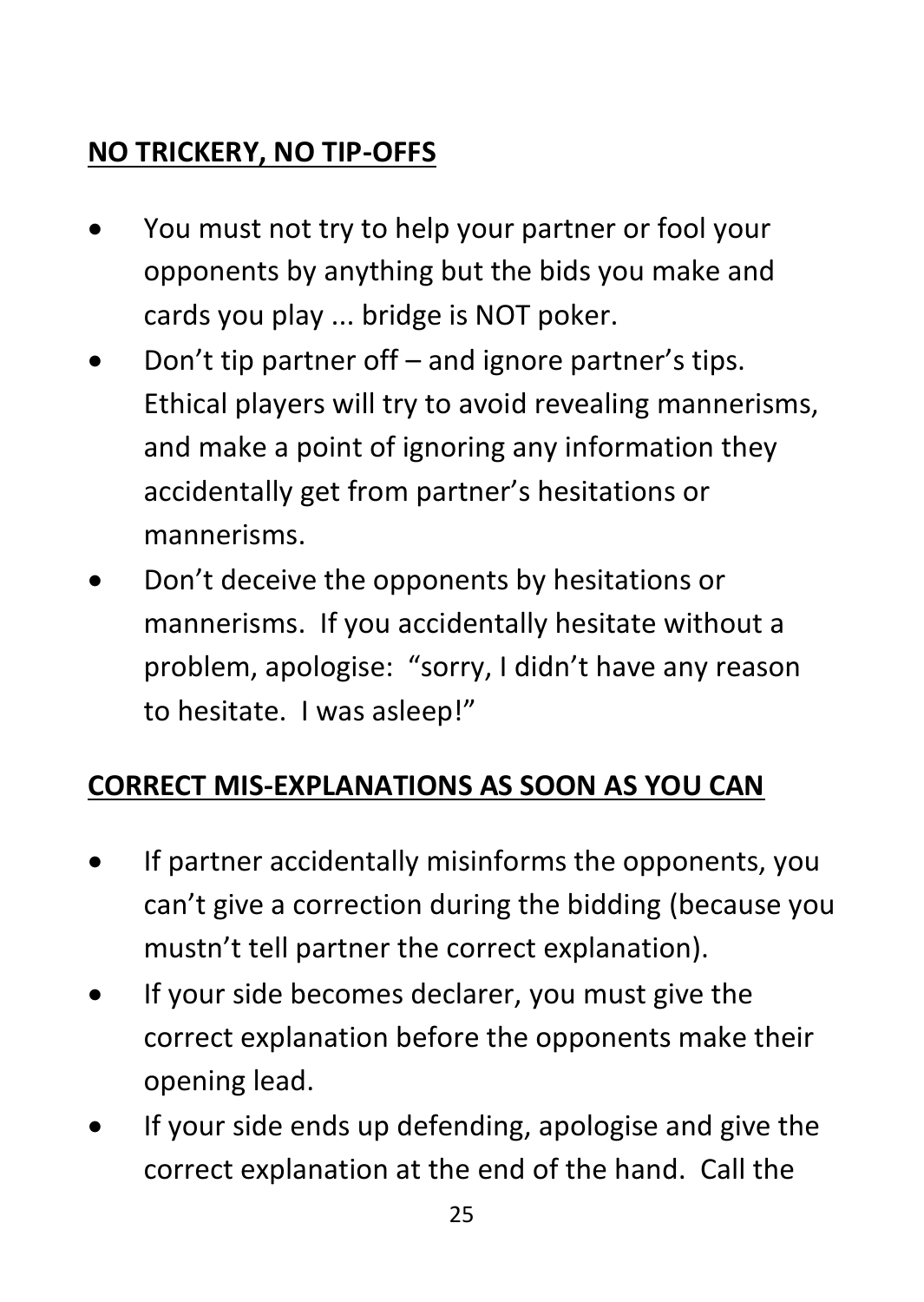## **NO TRICKERY, NO TIP-OFFS**

- You must not try to help your partner or fool your opponents by anything but the bids you make and cards you play ... bridge is NOT poker.
- Don't tip partner off – and ignore partner's tips. Ethical players will try to avoid revealing mannerisms, and make a point of ignoring any information they accidentally get from partner's hesitations or mannerisms.
- Don't deceive the opponents by hesitations or mannerisms. If you accidentally hesitate without a problem, apologise: "sorry, I didn't have any reason to hesitate. I was asleep!"

## **CORRECT MIS-EXPLANATIONS AS SOON AS YOU CAN**

- If partner accidentally misinforms the opponents, you can't give a correction during the bidding (because you mustn't tell partner the correct explanation).
- If your side becomes declarer, you must give the correct explanation before the opponents make their opening lead.
- If your side ends up defending, apologise and give the correct explanation at the end of the hand. Call the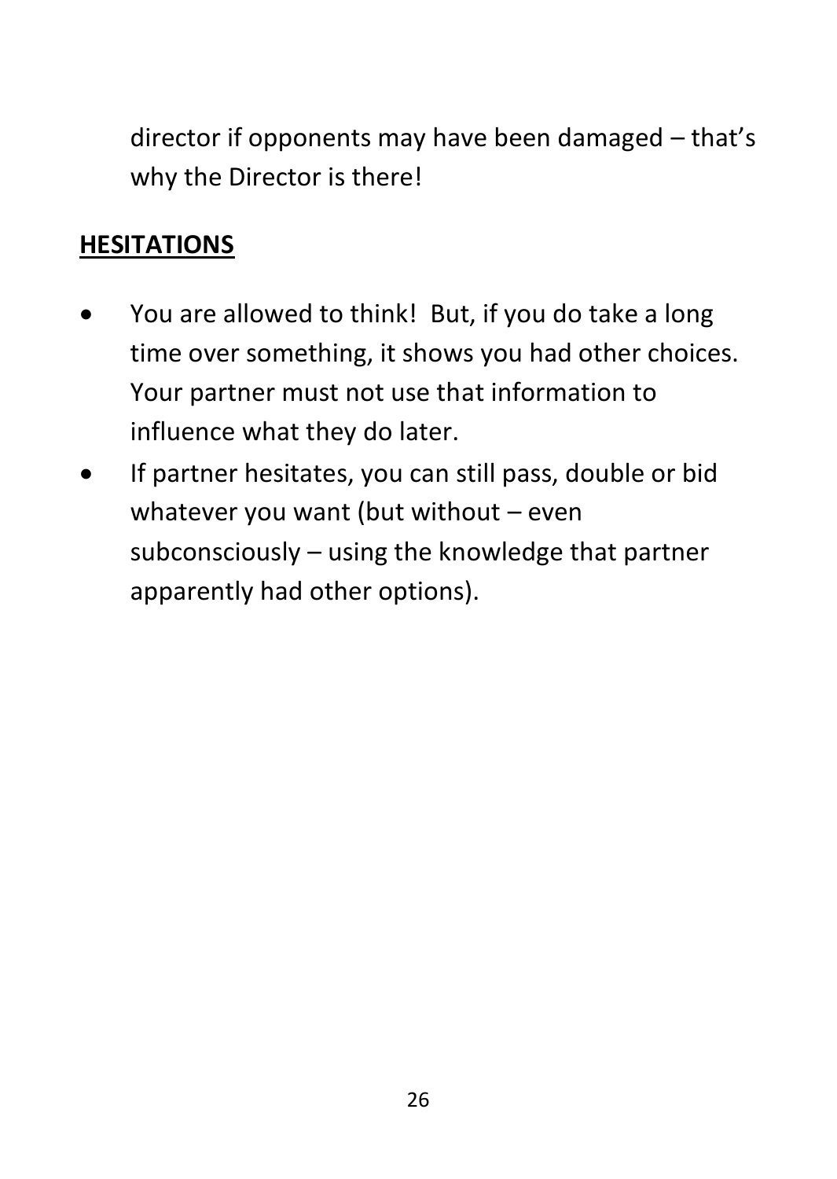director if opponents may have been damaged – that's why the Director is there!

## HESITATIONS

- You are allowed to think!  But, if you do take a long time over something, it shows you had other choices. Your partner must not use that information to influence what they do later.
- If partner hesitates, you can still pass, double or bid whatever you want (but without – even subconsciously – using the knowledge that partner apparently had other options).